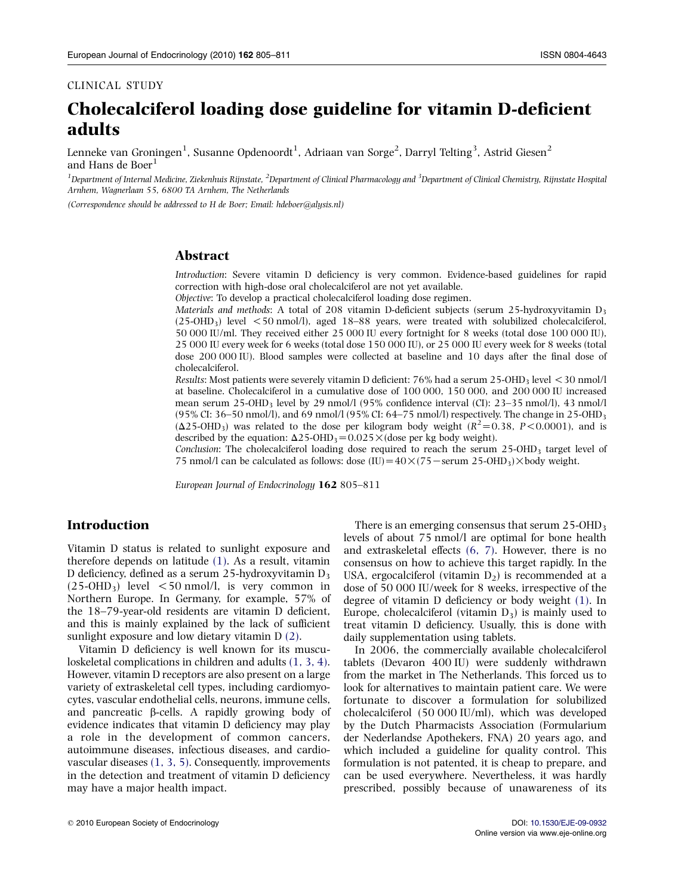CLINICAL STUDY

# Cholecalciferol loading dose guideline for vitamin D-deficient adults

Lenneke van Groningen[1], Susanne Opdenoordt[1], Adriaan van Sorge[2], Darryl Telting[3], Astrid Giesen[2] and Hans de Boer[1]

[1]Department of Internal Medicine, Ziekenhuis Rijnstate, [2]Department of Clinical Pharmacology and [3]Department of Clinical Chemistry, Rijnstate Hospital Arnhem, Wagnerlaan 55, 6800 TA Arnhem, The Netherlands

(Correspondence should be addressed to H de Boer; Email: hdeboer@alysis.nl)

## Abstract

*Introduction*: Severe vitamin D deficiency is very common. Evidence-based guidelines for rapid correction with high-dose oral cholecalciferol are not yet available.

*Objective*: To develop a practical cholecalciferol loading dose regimen.

*Materials and methods*: A total of 208 vitamin D-deficient subjects (serum 25-hydroxyvitamin $D_3$ (25-$OHD_3$) level <50 nmol/l), aged 18–88 years, were treated with solubilized cholecalciferol, 50 000 IU/ml. They received either 25 000 IU every fortnight for 8 weeks (total dose 100 000 IU), 25 000 IU every week for 6 weeks (total dose 150 000 IU), or 25 000 IU every week for 8 weeks (total dose 200 000 IU). Blood samples were collected at baseline and 10 days after the final dose of cholecalciferol.

*Results*: Most patients were severely vitamin D deficient: 76% had a serum 25-$OHD_3$ level <30 nmol/l at baseline. Cholecalciferol in a cumulative dose of 100 000, 150 000, and 200 000 IU increased mean serum 25-$OHD_3$ level by 29 nmol/l (95% confidence interval (CI): 23–35 nmol/l), 43 nmol/l (95% CI: 36–50 nmol/l), and 69 nmol/l (95% CI: 64–75 nmol/l) respectively. The change in 25-$OHD_3$ ($\Delta$25-$OHD_3$) was related to the dose per kilogram body weight ($R^2$=0.38, $P$<0.0001), and is described by the equation: $\Delta$25-$OHD_3$=0.025×(dose per kg body weight).

*Conclusion*: The cholecalciferol loading dose required to reach the serum 25-$OHD_3$ target level of 75 nmol/l can be calculated as follows: dose (IU)=40×(75−serum 25-$OHD_3$)×body weight.

## Introduction

Vitamin D status is related to sunlight exposure and therefore depends on latitude (1). As a result, vitamin D deficiency, defined as a serum 25-hydroxyvitamin $D_3$ (25-$OHD_3$) level <50 nmol/l, is very common in Northern Europe. In Germany, for example, 57% of the 18–79-year-old residents are vitamin D deficient, and this is mainly explained by the lack of sufficient sunlight exposure and low dietary vitamin D (2).

Vitamin D deficiency is well known for its musculoskeletal complications in children and adults (1, 3, 4). However, vitamin D receptors are also present on a large variety of extraskeletal cell types, including cardiomyocytes, vascular endothelial cells, neurons, immune cells, and pancreatic β-cells. A rapidly growing body of evidence indicates that vitamin D deficiency may play a role in the development of common cancers, autoimmune diseases, infectious diseases, and cardiovascular diseases (1, 3, 5). Consequently, improvements in the detection and treatment of vitamin D deficiency may have a major health impact.

There is an emerging consensus that serum 25-$OHD_3$ levels of about 75 nmol/l are optimal for bone health and extraskeletal effects (6, 7). However, there is no consensus on how to achieve this target rapidly. In the USA, ergocalciferol (vitamin $D_2$) is recommended at a dose of 50 000 IU/week for 8 weeks, irrespective of the degree of vitamin D deficiency or body weight (1). In Europe, cholecalciferol (vitamin $D_3$) is mainly used to treat vitamin D deficiency. Usually, this is done with daily supplementation using tablets.

In 2006, the commercially available cholecalciferol tablets (Devaron 400 IU) were suddenly withdrawn from the market in The Netherlands. This forced us to look for alternatives to maintain patient care. We were fortunate to discover a formulation for solubilized cholecalciferol (50 000 IU/ml), which was developed by the Dutch Pharmacists Association (Formularium der Nederlandse Apothekers, FNA) 20 years ago, and which included a guideline for quality control. This formulation is not patented, it is cheap to prepare, and can be used everywhere. Nevertheless, it was hardly prescribed, possibly because of unawareness of its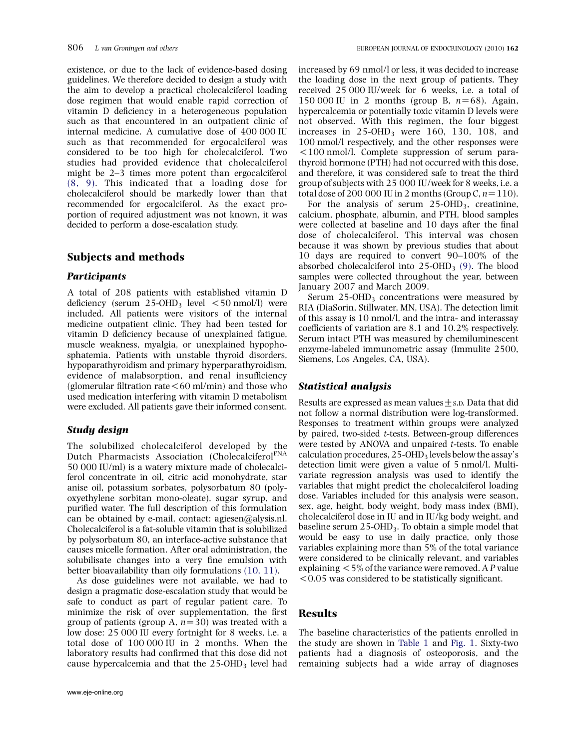existence, or due to the lack of evidence-based dosing guidelines. We therefore decided to design a study with the aim to develop a practical cholecalciferol loading dose regimen that would enable rapid correction of vitamin D deficiency in a heterogeneous population such as that encountered in an outpatient clinic of internal medicine. A cumulative dose of 400 000 IU such as that recommended for ergocalciferol was considered to be too high for cholecalciferol. Two studies had provided evidence that cholecalciferol might be 2–3 times more potent than ergocalciferol (8, 9). This indicated that a loading dose for cholecalciferol should be markedly lower than that recommended for ergocalciferol. As the exact proportion of required adjustment was not known, it was decided to perform a dose-escalation study.

## Subjects and methods

### Participants

A total of 208 patients with established vitamin D deficiency (serum 25-OHD$_3$ level $<$50 nmol/l) were included. All patients were visitors of the internal medicine outpatient clinic. They had been tested for vitamin D deficiency because of unexplained fatigue, muscle weakness, myalgia, or unexplained hypophosphatemia. Patients with unstable thyroid disorders, hypoparathyroidism and primary hyperparathyroidism, evidence of malabsorption, and renal insufficiency (glomerular filtration rate$<$60 ml/min) and those who used medication interfering with vitamin D metabolism were excluded. All patients gave their informed consent.

### Study design

The solubilized cholecalciferol developed by the Dutch Pharmacists Association (Cholecalciferol[FNA] 50 000 IU/ml) is a watery mixture made of cholecalciferol concentrate in oil, citric acid monohydrate, star anise oil, potassium sorbates, polysorbatum 80 (polyoxyethylene sorbitan mono-oleate), sugar syrup, and purified water. The full description of this formulation can be obtained by e-mail, contact: agiesen@alysis.nl. Cholecalciferol is a fat-soluble vitamin that is solubilized by polysorbatum 80, an interface-active substance that causes micelle formation. After oral administration, the solubilisate changes into a very fine emulsion with better bioavailability than oily formulations (10, 11).

As dose guidelines were not available, we had to design a pragmatic dose-escalation study that would be safe to conduct as part of regular patient care. To minimize the risk of over supplementation, the first group of patients (group A, $n$=30) was treated with a low dose: 25 000 IU every fortnight for 8 weeks, i.e. a total dose of 100 000 IU in 2 months. When the laboratory results had confirmed that this dose did not cause hypercalcemia and that the 25-OHD$_3$ level had increased by 69 nmol/l or less, it was decided to increase the loading dose in the next group of patients. They received 25 000 IU/week for 6 weeks, i.e. a total of 150 000 IU in 2 months (group B, $n$=68). Again, hypercalcemia or potentially toxic vitamin D levels were not observed. With this regimen, the four biggest increases in 25-OHD$_3$ were 160, 130, 108, and 100 nmol/l respectively, and the other responses were $<$100 nmol/l. Complete suppression of serum parathyroid hormone (PTH) had not occurred with this dose, and therefore, it was considered safe to treat the third group of subjects with 25 000 IU/week for 8 weeks, i.e. a total dose of 200 000 IU in 2 months (Group C, $n$=110).

For the analysis of serum 25-OHD$_3$, creatinine, calcium, phosphate, albumin, and PTH, blood samples were collected at baseline and 10 days after the final dose of cholecalciferol. This interval was chosen because it was shown by previous studies that about 10 days are required to convert 90–100% of the absorbed cholecalciferol into 25-OHD$_3$ (9). The blood samples were collected throughout the year, between January 2007 and March 2009.

Serum 25-OHD$_3$ concentrations were measured by RIA (DiaSorin, Stillwater, MN, USA). The detection limit of this assay is 10 nmol/l, and the intra- and interassay coefficients of variation are 8.1 and 10.2% respectively. Serum intact PTH was measured by chemiluminescent enzyme-labeled immunometric assay (Immulite 2500, Siemens, Los Angeles, CA, USA).

### Statistical analysis

Results are expressed as mean values$\pm$S.D. Data that did not follow a normal distribution were log-transformed. Responses to treatment within groups were analyzed by paired, two-sided $t$-tests. Between-group differences were tested by ANOVA and unpaired $t$-tests. To enable calculation procedures, 25-OHD$_3$ levels below the assay's detection limit were given a value of 5 nmol/l. Multivariate regression analysis was used to identify the variables that might predict the cholecalciferol loading dose. Variables included for this analysis were season, sex, age, height, body weight, body mass index (BMI), cholecalciferol dose in IU and in IU/kg body weight, and baseline serum 25-OHD$_3$. To obtain a simple model that would be easy to use in daily practice, only those variables explaining more than 5% of the total variance were considered to be clinically relevant, and variables explaining $<$5% of the variance were removed. A $P$ value $<$0.05 was considered to be statistically significant.

## Results

The baseline characteristics of the patients enrolled in the study are shown in Table 1 and Fig. 1. Sixty-two patients had a diagnosis of osteoporosis, and the remaining subjects had a wide array of diagnoses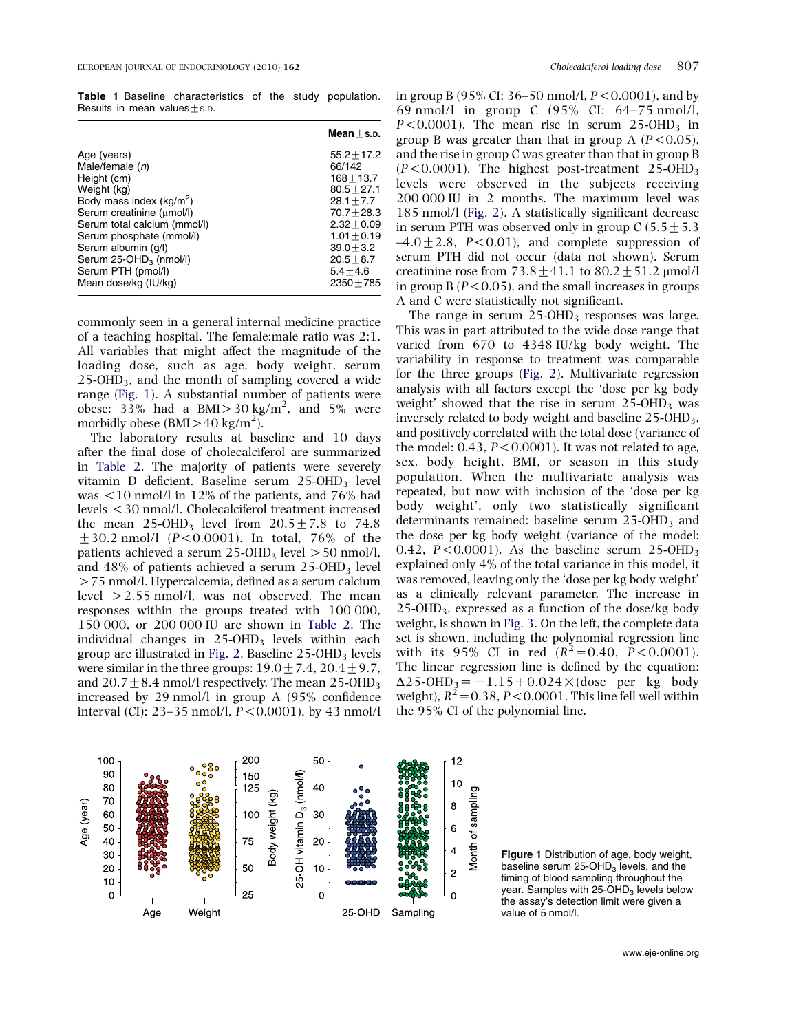**Table 1** Baseline characteristics of the study population. Results in mean values ± S.D.

| | Mean ± S.D. |
|---|---|
| Age (years) | 55.2 ± 17.2 |
| Male/female (n) | 66/142 |
| Height (cm) | 168 ± 13.7 |
| Weight (kg) | 80.5 ± 27.1 |
| Body mass index (kg/m$^2$) | 28.1 ± 7.7 |
| Serum creatinine (μmol/l) | 70.7 ± 28.3 |
| Serum total calcium (mmol/l) | 2.32 ± 0.09 |
| Serum phosphate (mmol/l) | 1.01 ± 0.19 |
| Serum albumin (g/l) | 39.0 ± 3.2 |
| Serum 25-OHD$_3$ (nmol/l) | 20.5 ± 8.7 |
| Serum PTH (pmol/l) | 5.4 ± 4.6 |
| Mean dose/kg (IU/kg) | 2350 ± 785 |

commonly seen in a general internal medicine practice of a teaching hospital. The female:male ratio was 2:1. All variables that might affect the magnitude of the loading dose, such as age, body weight, serum 25-OHD$_3$, and the month of sampling covered a wide range (Fig. 1). A substantial number of patients were obese: 33% had a BMI > 30 kg/m$^2$, and 5% were morbidly obese (BMI > 40 kg/m$^2$).

The laboratory results at baseline and 10 days after the final dose of cholecalciferol are summarized in Table 2. The majority of patients were severely vitamin D deficient. Baseline serum 25-OHD$_3$ level was < 10 nmol/l in 12% of the patients, and 76% had levels < 30 nmol/l. Cholecalciferol treatment increased the mean 25-OHD$_3$ level from 20.5 ± 7.8 to 74.8 ± 30.2 nmol/l ($P < 0.0001$). In total, 76% of the patients achieved a serum 25-OHD$_3$ level > 50 nmol/l, and 48% of patients achieved a serum 25-OHD$_3$ level > 75 nmol/l. Hypercalcemia, defined as a serum calcium level > 2.55 nmol/l, was not observed. The mean responses within the groups treated with 100 000, 150 000, or 200 000 IU are shown in Table 2. The individual changes in 25-OHD$_3$ levels within each group are illustrated in Fig. 2. Baseline 25-OHD$_3$ levels were similar in the three groups: 19.0 ± 7.4, 20.4 ± 9.7, and 20.7 ± 8.4 nmol/l respectively. The mean 25-OHD$_3$ increased by 29 nmol/l in group A (95% confidence interval (CI): 23–35 nmol/l, $P < 0.0001$), by 43 nmol/l in group B (95% CI: 36–50 nmol/l, $P < 0.0001$), and by 69 nmol/l in group C (95% CI: 64–75 nmol/l, $P < 0.0001$). The mean rise in serum 25-OHD$_3$ in group B was greater than that in group A ($P < 0.05$), and the rise in group C was greater than that in group B ($P < 0.0001$). The highest post-treatment 25-OHD$_3$ levels were observed in the subjects receiving 200 000 IU in 2 months. The maximum level was 185 nmol/l (Fig. 2). A statistically significant decrease in serum PTH was observed only in group C (5.5 ± 5.3 –4.0 ± 2.8, $P < 0.01$), and complete suppression of serum PTH did not occur (data not shown). Serum creatinine rose from 73.8 ± 41.1 to 80.2 ± 51.2 μmol/l in group B ($P < 0.05$), and the small increases in groups A and C were statistically not significant.

The range in serum 25-OHD$_3$ responses was large. This was in part attributed to the wide dose range that varied from 670 to 4348 IU/kg body weight. The variability in response to treatment was comparable for the three groups (Fig. 2). Multivariate regression analysis with all factors except the 'dose per kg body weight' showed that the rise in serum 25-OHD$_3$ was inversely related to body weight and baseline 25-OHD$_3$, and positively correlated with the total dose (variance of the model: 0.43, $P < 0.0001$). It was not related to age, sex, body height, BMI, or season in this study population. When the multivariate analysis was repeated, but now with inclusion of the 'dose per kg body weight', only two statistically significant determinants remained: baseline serum 25-OHD$_3$ and the dose per kg body weight (variance of the model: 0.42, $P < 0.0001$). As the baseline serum 25-OHD$_3$ explained only 4% of the total variance in this model, it was removed, leaving only the 'dose per kg body weight' as a clinically relevant parameter. The increase in 25-OHD$_3$, expressed as a function of the dose/kg body weight, is shown in Fig. 3. On the left, the complete data set is shown, including the polynomial regression line with its 95% CI in red ($R^2 = 0.40$, $P < 0.0001$). The linear regression line is defined by the equation: $\Delta 25\text{-OHD}_3 = -1.15 + 0.024 \times$ (dose per kg body weight), $R^2 = 0.38$, $P < 0.0001$. This line fell well within the 95% CI of the polynomial line.

**Figure 1** Distribution of age, body weight, baseline serum 25-OHD$_3$ levels, and the timing of blood sampling throughout the year. Samples with 25-OHD$_3$ levels below the assay's detection limit were given a value of 5 nmol/l.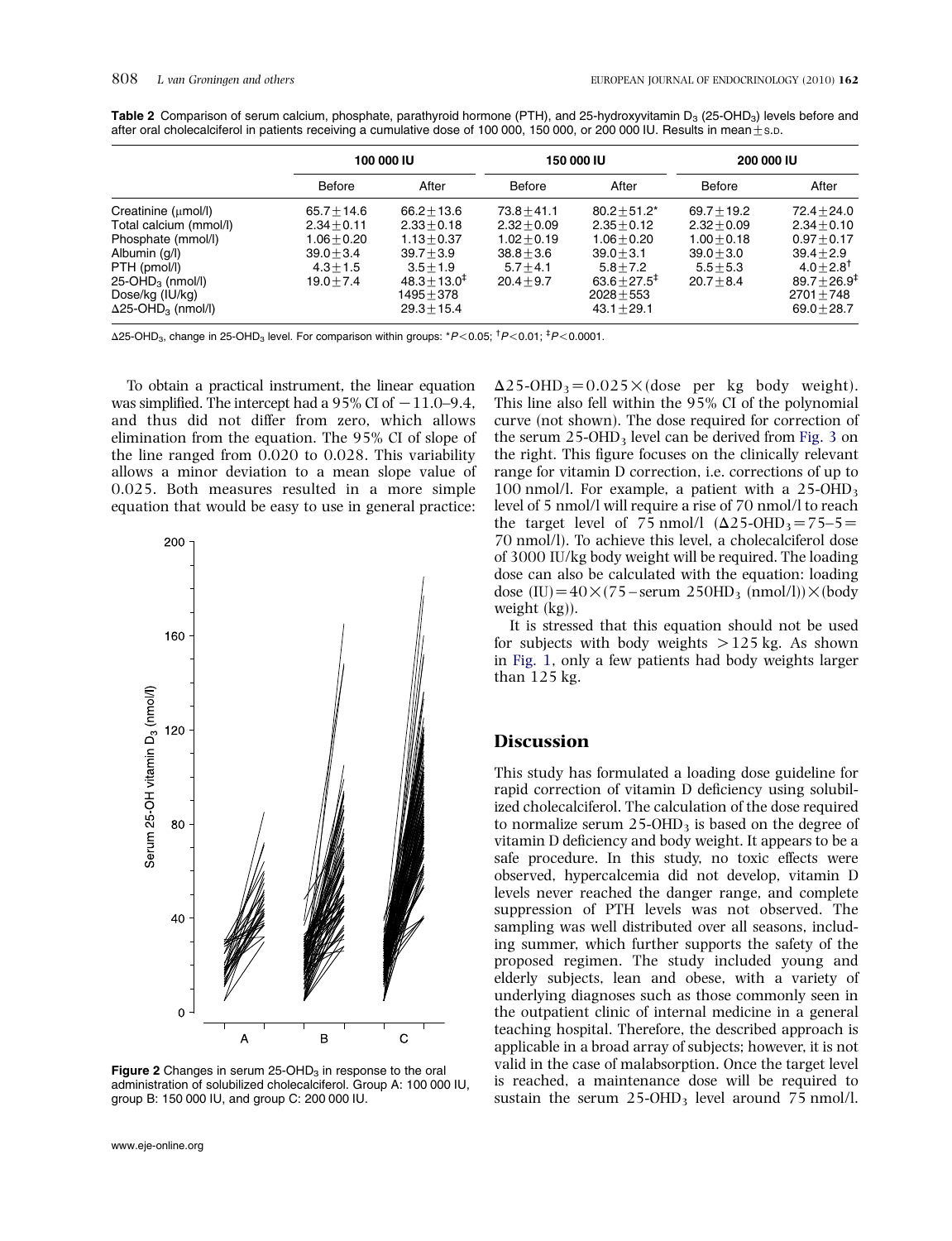**Table 2** Comparison of serum calcium, phosphate, parathyroid hormone (PTH), and 25-hydroxyvitamin $D_3$ (25-$OHD_3$) levels before and after oral cholecalciferol in patients receiving a cumulative dose of 100 000, 150 000, or 200 000 IU. Results in mean ± S.D.

| | 100 000 IU | | 150 000 IU | | 200 000 IU | |
|---|---|---|---|---|---|---|
| | Before | After | Before | After | Before | After |
| Creatinine (μmol/l) | 65.7 ± 14.6 | 66.2 ± 13.6 | 73.8 ± 41.1 | 80.2 ± 51.2* | 69.7 ± 19.2 | 72.4 ± 24.0 |
| Total calcium (mmol/l) | 2.34 ± 0.11 | 2.33 ± 0.18 | 2.32 ± 0.09 | 2.35 ± 0.12 | 2.32 ± 0.09 | 2.34 ± 0.10 |
| Phosphate (mmol/l) | 1.06 ± 0.20 | 1.13 ± 0.37 | 1.02 ± 0.19 | 1.06 ± 0.20 | 1.00 ± 0.18 | 0.97 ± 0.17 |
| Albumin (g/l) | 39.0 ± 3.4 | 39.7 ± 3.9 | 38.8 ± 3.6 | 39.0 ± 3.1 | 39.0 ± 3.0 | 39.4 ± 2.9 |
| PTH (pmol/l) | 4.3 ± 1.5 | 3.5 ± 1.9 | 5.7 ± 4.1 | 5.8 ± 7.2 | 5.5 ± 5.3 | 4.0 ± 2.8[†] |
| 25-$OHD_3$ (nmol/l) | 19.0 ± 7.4 | 48.3 ± 13.0[‡] | 20.4 ± 9.7 | 63.6 ± 27.5[‡] | 20.7 ± 8.4 | 89.7 ± 26.9[‡] |
| Dose/kg (IU/kg) | | 1495 ± 378 | | 2028 ± 553 | | 2701 ± 748 |
| Δ25-$OHD_3$ (nmol/l) | | 29.3 ± 15.4 | | 43.1 ± 29.1 | | 69.0 ± 28.7 |

Δ25-$OHD_3$, change in 25-$OHD_3$ level. For comparison within groups: \*$P<0.05$; [†]$P<0.01$; [‡]$P<0.0001$.

To obtain a practical instrument, the linear equation was simplified. The intercept had a 95% CI of −11.0–9.4, and thus did not differ from zero, which allows elimination from the equation. The 95% CI of slope of the line ranged from 0.020 to 0.028. This variability allows a minor deviation to a mean slope value of 0.025. Both measures resulted in a more simple equation that would be easy to use in general practice: $\Delta 25\text{-}OHD_3 = 0.025 \times (\text{dose per kg body weight})$. This line also fell within the 95% CI of the polynomial curve (not shown). The dose required for correction of the serum 25-$OHD_3$ level can be derived from Fig. 3 on the right. This figure focuses on the clinically relevant range for vitamin D correction, i.e. corrections of up to 100 nmol/l. For example, a patient with a 25-$OHD_3$ level of 5 nmol/l will require a rise of 70 nmol/l to reach the target level of 75 nmol/l ($\Delta 25\text{-}OHD_3 = 75 - 5 = 70$ nmol/l). To achieve this level, a cholecalciferol dose of 3000 IU/kg body weight will be required. The loading dose can also be calculated with the equation: loading dose (IU) = 40 × (75 − serum 25OHD$_3$ (nmol/l)) × (body weight (kg)).

It is stressed that this equation should not be used for subjects with body weights >125 kg. As shown in Fig. 1, only a few patients had body weights larger than 125 kg.

**Figure 2** Changes in serum 25-$OHD_3$ in response to the oral administration of solubilized cholecalciferol. Group A: 100 000 IU, group B: 150 000 IU, and group C: 200 000 IU.

## Discussion

This study has formulated a loading dose guideline for rapid correction of vitamin D deficiency using solubilized cholecalciferol. The calculation of the dose required to normalize serum 25-$OHD_3$ is based on the degree of vitamin D deficiency and body weight. It appears to be a safe procedure. In this study, no toxic effects were observed, hypercalcemia did not develop, vitamin D levels never reached the danger range, and complete suppression of PTH levels was not observed. The sampling was well distributed over all seasons, including summer, which further supports the safety of the proposed regimen. The study included young and elderly subjects, lean and obese, with a variety of underlying diagnoses such as those commonly seen in the outpatient clinic of internal medicine in a general teaching hospital. Therefore, the described approach is applicable in a broad array of subjects; however, it is not valid in the case of malabsorption. Once the target level is reached, a maintenance dose will be required to sustain the serum 25-$OHD_3$ level around 75 nmol/l.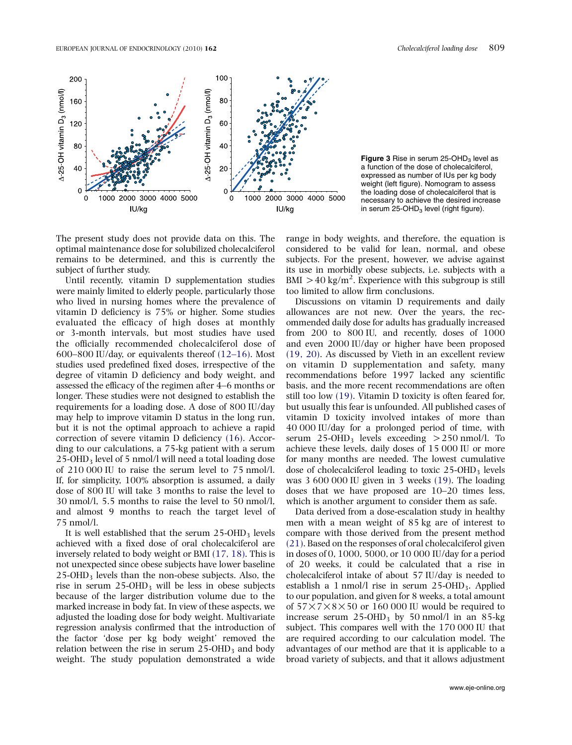Figure 3 Rise in serum 25-OHD$_3$ level as a function of the dose of cholecalciferol, expressed as number of IUs per kg body weight (left figure). Nomogram to assess the loading dose of cholecalciferol that is necessary to achieve the desired increase in serum 25-OHD$_3$ level (right figure).

The present study does not provide data on this. The optimal maintenance dose for solubilized cholecalciferol remains to be determined, and this is currently the subject of further study.

Until recently, vitamin D supplementation studies were mainly limited to elderly people, particularly those who lived in nursing homes where the prevalence of vitamin D deficiency is 75% or higher. Some studies evaluated the efficacy of high doses at monthly or 3-month intervals, but most studies have used the officially recommended cholecalciferol dose of 600–800 IU/day, or equivalents thereof (12–16). Most studies used predefined fixed doses, irrespective of the degree of vitamin D deficiency and body weight, and assessed the efficacy of the regimen after 4–6 months or longer. These studies were not designed to establish the requirements for a loading dose. A dose of 800 IU/day may help to improve vitamin D status in the long run, but it is not the optimal approach to achieve a rapid correction of severe vitamin D deficiency (16). According to our calculations, a 75-kg patient with a serum 25-OHD$_3$ level of 5 nmol/l will need a total loading dose of 210 000 IU to raise the serum level to 75 nmol/l. If, for simplicity, 100% absorption is assumed, a daily dose of 800 IU will take 3 months to raise the level to 30 nmol/l, 5.5 months to raise the level to 50 nmol/l, and almost 9 months to reach the target level of 75 nmol/l.

It is well established that the serum 25-OHD$_3$ levels achieved with a fixed dose of oral cholecalciferol are inversely related to body weight or BMI (17, 18). This is not unexpected since obese subjects have lower baseline 25-OHD$_3$ levels than the non-obese subjects. Also, the rise in serum 25-OHD$_3$ will be less in obese subjects because of the larger distribution volume due to the marked increase in body fat. In view of these aspects, we adjusted the loading dose for body weight. Multivariate regression analysis confirmed that the introduction of the factor 'dose per kg body weight' removed the relation between the rise in serum 25-OHD$_3$ and body weight. The study population demonstrated a wide range in body weights, and therefore, the equation is considered to be valid for lean, normal, and obese subjects. For the present, however, we advise against its use in morbidly obese subjects, i.e. subjects with a BMI $>40$ kg/m$^2$. Experience with this subgroup is still too limited to allow firm conclusions.

Discussions on vitamin D requirements and daily allowances are not new. Over the years, the recommended daily dose for adults has gradually increased from 200 to 800 IU, and recently, doses of 1000 and even 2000 IU/day or higher have been proposed (19, 20). As discussed by Vieth in an excellent review on vitamin D supplementation and safety, many recommendations before 1997 lacked any scientific basis, and the more recent recommendations are often still too low (19). Vitamin D toxicity is often feared for, but usually this fear is unfounded. All published cases of vitamin D toxicity involved intakes of more than 40 000 IU/day for a prolonged period of time, with serum 25-OHD$_3$ levels exceeding $>250$ nmol/l. To achieve these levels, daily doses of 15 000 IU or more for many months are needed. The lowest cumulative dose of cholecalciferol leading to toxic 25-OHD$_3$ levels was 3 600 000 IU given in 3 weeks (19). The loading doses that we have proposed are 10–20 times less, which is another argument to consider them as safe.

Data derived from a dose-escalation study in healthy men with a mean weight of 85 kg are of interest to compare with those derived from the present method (21). Based on the responses of oral cholecalciferol given in doses of 0, 1000, 5000, or 10 000 IU/day for a period of 20 weeks, it could be calculated that a rise in cholecalciferol intake of about 57 IU/day is needed to establish a 1 nmol/l rise in serum 25-OHD$_3$. Applied to our population, and given for 8 weeks, a total amount of $57 \times 7 \times 8 \times 50$ or 160 000 IU would be required to increase serum 25-OHD$_3$ by 50 nmol/l in an 85-kg subject. This compares well with the 170 000 IU that are required according to our calculation model. The advantages of our method are that it is applicable to a broad variety of subjects, and that it allows adjustment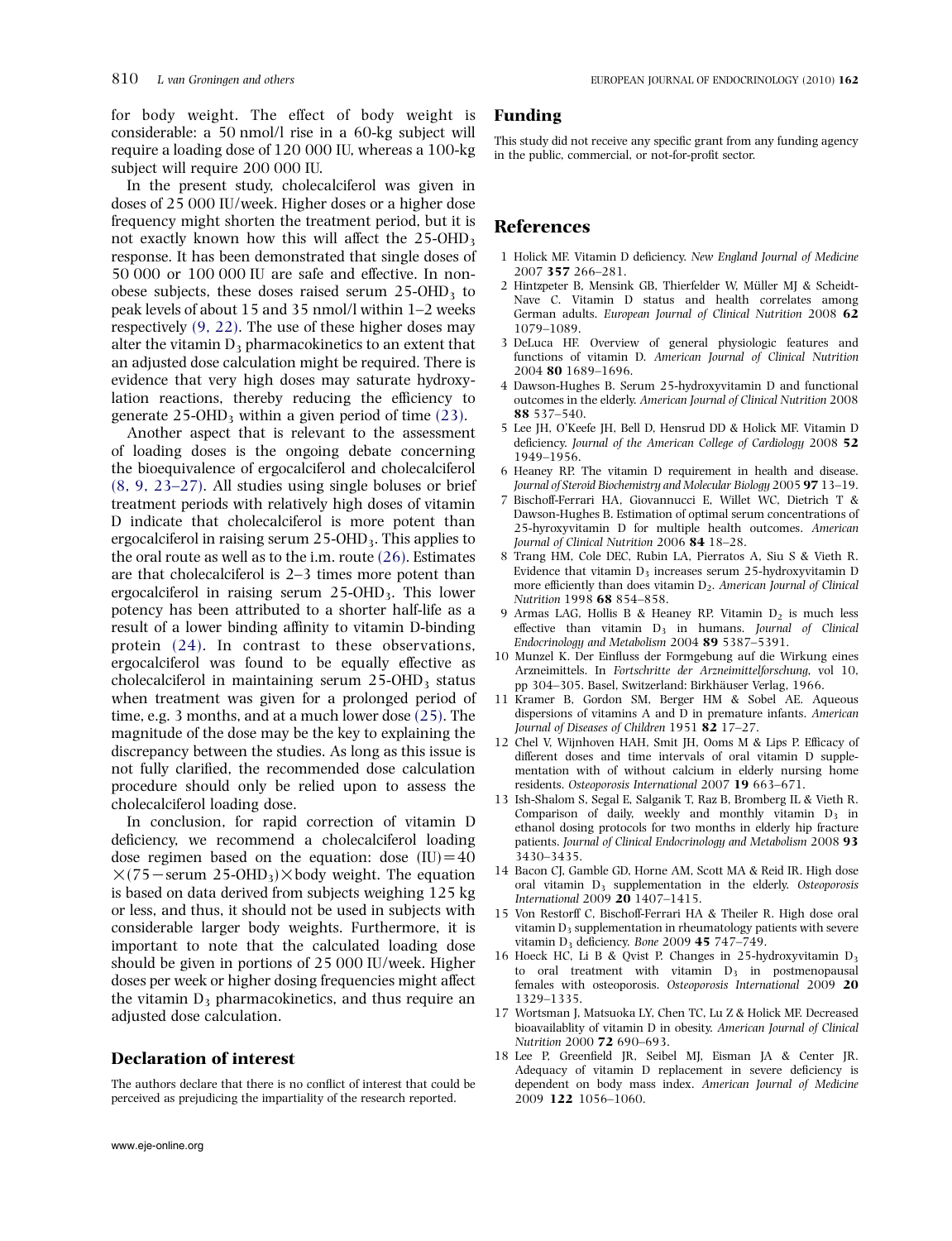for body weight. The effect of body weight is considerable: a 50 nmol/l rise in a 60-kg subject will require a loading dose of 120 000 IU, whereas a 100-kg subject will require 200 000 IU.

In the present study, cholecalciferol was given in doses of 25 000 IU/week. Higher doses or a higher dose frequency might shorten the treatment period, but it is not exactly known how this will affect the 25-$OHD_3$ response. It has been demonstrated that single doses of 50 000 or 100 000 IU are safe and effective. In non-obese subjects, these doses raised serum 25-$OHD_3$ to peak levels of about 15 and 35 nmol/l within 1–2 weeks respectively (9, 22). The use of these higher doses may alter the vitamin $D_3$ pharmacokinetics to an extent that an adjusted dose calculation might be required. There is evidence that very high doses may saturate hydroxylation reactions, thereby reducing the efficiency to generate 25-$OHD_3$ within a given period of time (23).

Another aspect that is relevant to the assessment of loading doses is the ongoing debate concerning the bioequivalence of ergocalciferol and cholecalciferol (8, 9, 23–27). All studies using single boluses or brief treatment periods with relatively high doses of vitamin D indicate that cholecalciferol is more potent than ergocalciferol in raising serum 25-$OHD_3$. This applies to the oral route as well as to the i.m. route (26). Estimates are that cholecalciferol is 2–3 times more potent than ergocalciferol in raising serum 25-$OHD_3$. This lower potency has been attributed to a shorter half-life as a result of a lower binding affinity to vitamin D-binding protein (24). In contrast to these observations, ergocalciferol was found to be equally effective as cholecalciferol in maintaining serum 25-$OHD_3$ status when treatment was given for a prolonged period of time, e.g. 3 months, and at a much lower dose (25). The magnitude of the dose may be the key to explaining the discrepancy between the studies. As long as this issue is not fully clarified, the recommended dose calculation procedure should only be relied upon to assess the cholecalciferol loading dose.

In conclusion, for rapid correction of vitamin D deficiency, we recommend a cholecalciferol loading dose regimen based on the equation: dose (IU) $= 40 \times (75 - \text{serum 25-OHD}_3) \times$ body weight. The equation is based on data derived from subjects weighing 125 kg or less, and thus, it should not be used in subjects with considerable larger body weights. Furthermore, it is important to note that the calculated loading dose should be given in portions of 25 000 IU/week. Higher doses per week or higher dosing frequencies might affect the vitamin $D_3$ pharmacokinetics, and thus require an adjusted dose calculation.

## Declaration of interest

The authors declare that there is no conflict of interest that could be perceived as prejudicing the impartiality of the research reported.

## Funding

This study did not receive any specific grant from any funding agency in the public, commercial, or not-for-profit sector.

## References

1 Holick MF. Vitamin D deficiency. *New England Journal of Medicine* 2007 **357** 266–281.

2 Hintzpeter B, Mensink GB, Thierfelder W, Müller MJ & Scheidt-Nave C. Vitamin D status and health correlates among German adults. *European Journal of Clinical Nutrition* 2008 **62** 1079–1089.

3 DeLuca HF. Overview of general physiologic features and functions of vitamin D. *American Journal of Clinical Nutrition* 2004 **80** 1689–1696.

4 Dawson-Hughes B. Serum 25-hydroxyvitamin D and functional outcomes in the elderly. *American Journal of Clinical Nutrition* 2008 **88** 537–540.

5 Lee JH, O'Keefe JH, Bell D, Hensrud DD & Holick MF. Vitamin D deficiency. *Journal of the American College of Cardiology* 2008 **52** 1949–1956.

6 Heaney RP. The vitamin D requirement in health and disease. *Journal of Steroid Biochemistry and Molecular Biology* 2005 **97** 13–19.

7 Bischoff-Ferrari HA, Giovannucci E, Willet WC, Dietrich T & Dawson-Hughes B. Estimation of optimal serum concentrations of 25-hyroxyvitamin D for multiple health outcomes. *American Journal of Clinical Nutrition* 2006 **84** 18–28.

8 Trang HM, Cole DEC, Rubin LA, Pierratos A, Siu S & Vieth R. Evidence that vitamin $D_3$ increases serum 25-hydroxyvitamin D more efficiently than does vitamin $D_2$. *American Journal of Clinical Nutrition* 1998 **68** 854–858.

9 Armas LAG, Hollis B & Heaney RP. Vitamin $D_2$ is much less effective than vitamin $D_3$ in humans. *Journal of Clinical Endocrinology and Metabolism* 2004 **89** 5387–5391.

10 Munzel K. Der Einfluss der Formgebung auf die Wirkung eines Arzneimittels. In *Fortschritte der Arzneimittelforschung*, vol 10, pp 304–305. Basel, Switzerland: Birkhäuser Verlag, 1966.

11 Kramer B, Gordon SM, Berger HM & Sobel AE. Aqueous dispersions of vitamins A and D in premature infants. *American Journal of Diseases of Children* 1951 **82** 17–27.

12 Chel V, Wijnhoven HAH, Smit JH, Ooms M & Lips P. Efficacy of different doses and time intervals of oral vitamin D supplementation with of without calcium in elderly nursing home residents. *Osteoporosis International* 2007 **19** 663–671.

13 Ish-Shalom S, Segal E, Salganik T, Raz B, Bromberg IL & Vieth R. Comparison of daily, weekly and monthly vitamin $D_3$ in ethanol dosing protocols for two months in elderly hip fracture patients. *Journal of Clinical Endocrinology and Metabolism* 2008 **93** 3430–3435.

14 Bacon CJ, Gamble GD, Horne AM, Scott MA & Reid IR. High dose oral vitamin $D_3$ supplementation in the elderly. *Osteoporosis International* 2009 **20** 1407–1415.

15 Von Restorff C, Bischoff-Ferrari HA & Theiler R. High dose oral vitamin $D_3$ supplementation in rheumatology patients with severe vitamin $D_3$ deficiency. *Bone* 2009 **45** 747–749.

16 Hoeck HC, Li B & Qvist P. Changes in 25-hydroxyvitamin $D_3$ to oral treatment with vitamin $D_3$ in postmenopausal females with osteoporosis. *Osteoporosis International* 2009 **20** 1329–1335.

17 Wortsman J, Matsuoka LY, Chen TC, Lu Z & Holick MF. Decreased bioavailablity of vitamin D in obesity. *American Journal of Clinical Nutrition* 2000 **72** 690–693.

18 Lee P, Greenfield JR, Seibel MJ, Eisman JA & Center JR. Adequacy of vitamin D replacement in severe deficiency is dependent on body mass index. *American Journal of Medicine* 2009 **122** 1056–1060.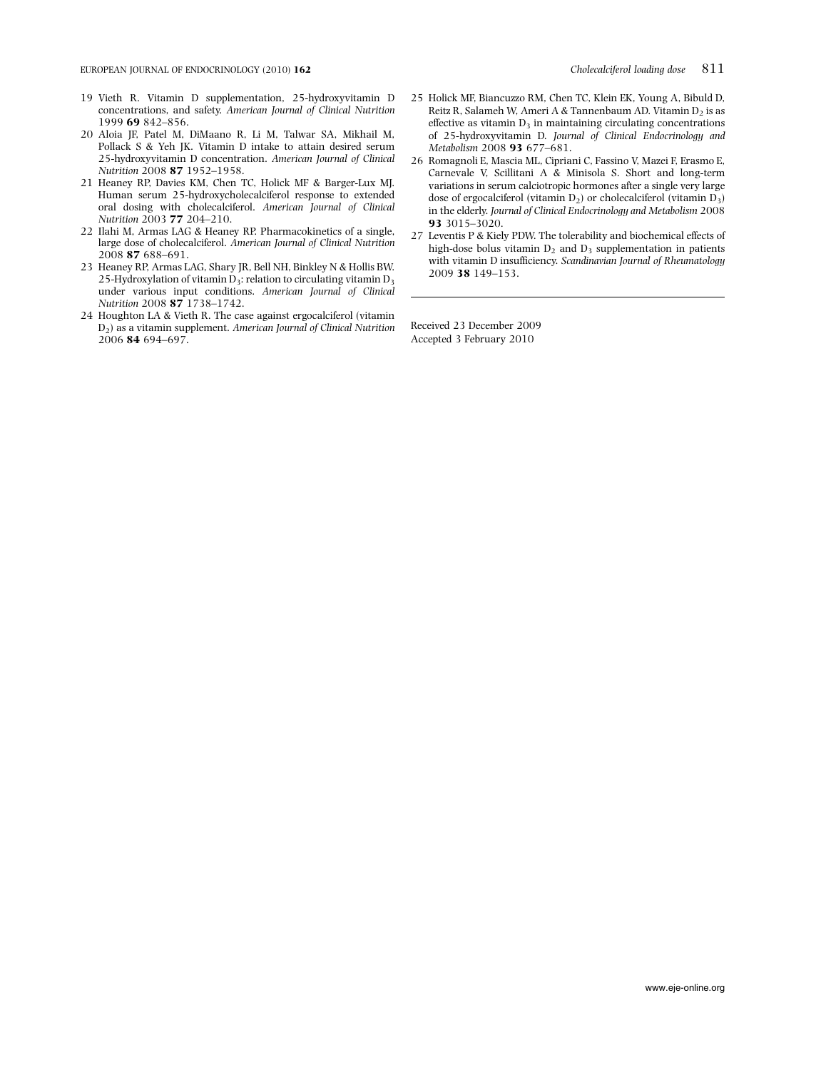19 Vieth R. Vitamin D supplementation, 25-hydroxyvitamin D concentrations, and safety. *American Journal of Clinical Nutrition* 1999 **69** 842–856.

20 Aloia JF, Patel M, DiMaano R, Li M, Talwar SA, Mikhail M, Pollack S & Yeh JK. Vitamin D intake to attain desired serum 25-hydroxyvitamin D concentration. *American Journal of Clinical Nutrition* 2008 **87** 1952–1958.

21 Heaney RP, Davies KM, Chen TC, Holick MF & Barger-Lux MJ. Human serum 25-hydroxycholecalciferol response to extended oral dosing with cholecalciferol. *American Journal of Clinical Nutrition* 2003 **77** 204–210.

22 Ilahi M, Armas LAG & Heaney RP. Pharmacokinetics of a single, large dose of cholecalciferol. *American Journal of Clinical Nutrition* 2008 **87** 688–691.

23 Heaney RP, Armas LAG, Shary JR, Bell NH, Binkley N & Hollis BW. 25-Hydroxylation of vitamin $D_3$: relation to circulating vitamin $D_3$ under various input conditions. *American Journal of Clinical Nutrition* 2008 **87** 1738–1742.

24 Houghton LA & Vieth R. The case against ergocalciferol (vitamin $D_2$) as a vitamin supplement. *American Journal of Clinical Nutrition* 2006 **84** 694–697.

25 Holick MF, Biancuzzo RM, Chen TC, Klein EK, Young A, Bibuld D, Reitz R, Salameh W, Ameri A & Tannenbaum AD. Vitamin $D_2$ is as effective as vitamin $D_3$ in maintaining circulating concentrations of 25-hydroxyvitamin D. *Journal of Clinical Endocrinology and Metabolism* 2008 **93** 677–681.

26 Romagnoli E, Mascia ML, Cipriani C, Fassino V, Mazei F, Erasmo E, Carnevale V, Scillitani A & Minisola S. Short and long-term variations in serum calciotropic hormones after a single very large dose of ergocalciferol (vitamin $D_2$) or cholecalciferol (vitamin $D_3$) in the elderly. *Journal of Clinical Endocrinology and Metabolism* 2008 **93** 3015–3020.

27 Leventis P & Kiely PDW. The tolerability and biochemical effects of high-dose bolus vitamin $D_2$ and $D_3$ supplementation in patients with vitamin D insufficiency. *Scandinavian Journal of Rheumatology* 2009 **38** 149–153.

Received 23 December 2009
Accepted 3 February 2010